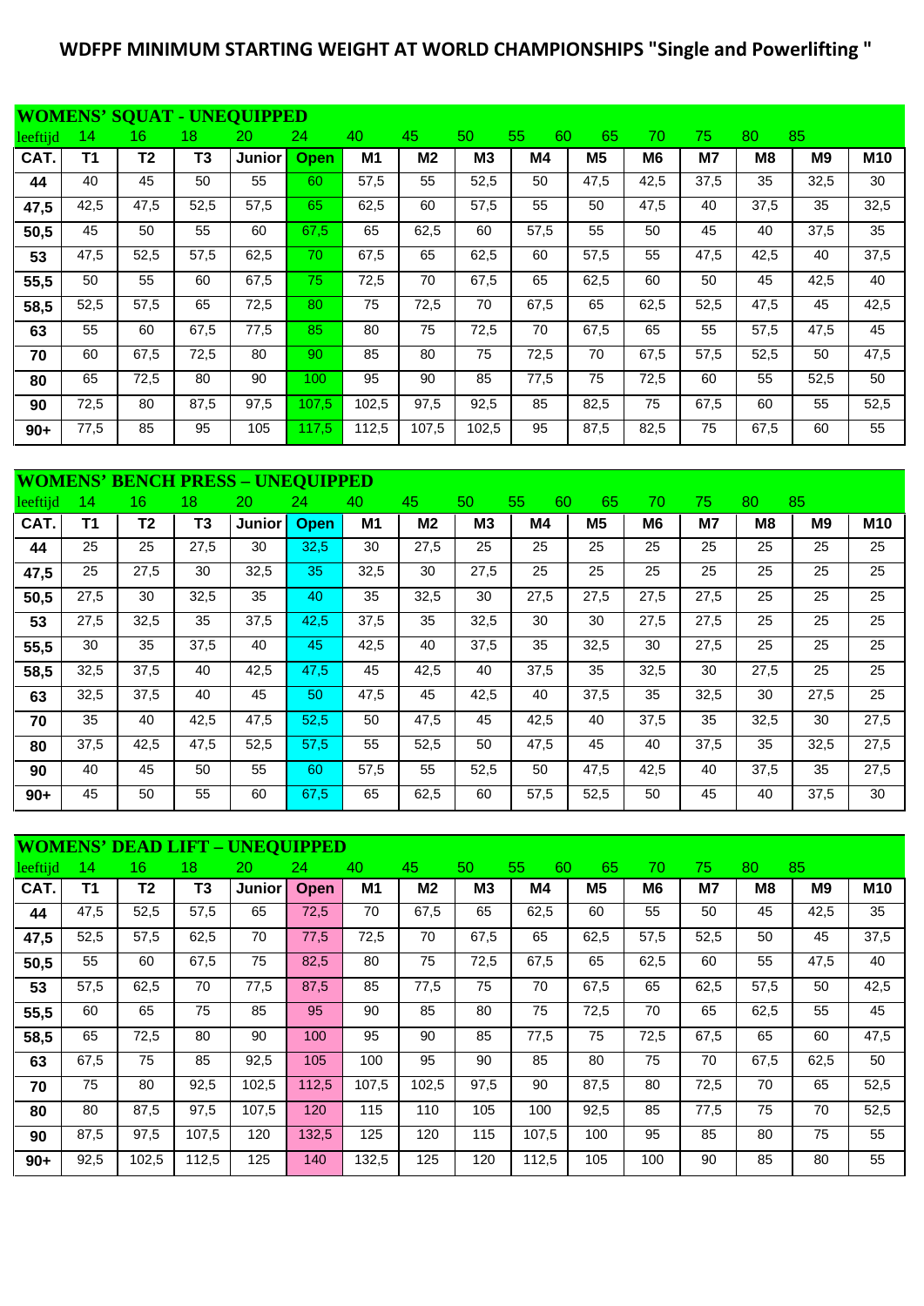# WDFPF MINIMUM STARTING WEIGHT AT WORLD CHAMPIONSHIPS "Single and Powerlifting "

## WOMENS' SQUAT - UNEQUIPPED

| leeftijd | 14 | 16 | 18 | 20 | 24 | 40 | 45 | 50 | 55 60 | 65 | 70 | 75 | 80 | 85 | |
|---|---|---|---|---|---|---|---|---|---|---|---|---|---|---|---|
| **CAT.** | **T1** | **T2** | **T3** | **Junior** | **Open** | **M1** | **M2** | **M3** | **M4** | **M5** | **M6** | **M7** | **M8** | **M9** | **M10** |
| **44** | 40 | 45 | 50 | 55 | 60 | 57,5 | 55 | 52,5 | 50 | 47,5 | 42,5 | 37,5 | 35 | 32,5 | 30 |
| **47,5** | 42,5 | 47,5 | 52,5 | 57,5 | 65 | 62,5 | 60 | 57,5 | 55 | 50 | 47,5 | 40 | 37,5 | 35 | 32,5 |
| **50,5** | 45 | 50 | 55 | 60 | 67,5 | 65 | 62,5 | 60 | 57,5 | 55 | 50 | 45 | 40 | 37,5 | 35 |
| **53** | 47,5 | 52,5 | 57,5 | 62,5 | 70 | 67,5 | 65 | 62,5 | 60 | 57,5 | 55 | 47,5 | 42,5 | 40 | 37,5 |
| **55,5** | 50 | 55 | 60 | 67,5 | 75 | 72,5 | 70 | 67,5 | 65 | 62,5 | 60 | 50 | 45 | 42,5 | 40 |
| **58,5** | 52,5 | 57,5 | 65 | 72,5 | 80 | 75 | 72,5 | 70 | 67,5 | 65 | 62,5 | 52,5 | 47,5 | 45 | 42,5 |
| **63** | 55 | 60 | 67,5 | 77,5 | 85 | 80 | 75 | 72,5 | 70 | 67,5 | 65 | 55 | 57,5 | 47,5 | 45 |
| **70** | 60 | 67,5 | 72,5 | 80 | 90 | 85 | 80 | 75 | 72,5 | 70 | 67,5 | 57,5 | 52,5 | 50 | 47,5 |
| **80** | 65 | 72,5 | 80 | 90 | 100 | 95 | 90 | 85 | 77,5 | 75 | 72,5 | 60 | 55 | 52,5 | 50 |
| **90** | 72,5 | 80 | 87,5 | 97,5 | 107,5 | 102,5 | 97,5 | 92,5 | 85 | 82,5 | 75 | 67,5 | 60 | 55 | 52,5 |
| **90+** | 77,5 | 85 | 95 | 105 | 117,5 | 112,5 | 107,5 | 102,5 | 95 | 87,5 | 82,5 | 75 | 67,5 | 60 | 55 |

## WOMENS' BENCH PRESS – UNEQUIPPED

| leeftijd | 14 | 16 | 18 | 20 | 24 | 40 | 45 | 50 | 55 60 | 65 | 70 | 75 | 80 | 85 | |
|---|---|---|---|---|---|---|---|---|---|---|---|---|---|---|---|
| **CAT.** | **T1** | **T2** | **T3** | **Junior** | **Open** | **M1** | **M2** | **M3** | **M4** | **M5** | **M6** | **M7** | **M8** | **M9** | **M10** |
| **44** | 25 | 25 | 27,5 | 30 | 32,5 | 30 | 27,5 | 25 | 25 | 25 | 25 | 25 | 25 | 25 | 25 |
| **47,5** | 25 | 27,5 | 30 | 32,5 | 35 | 32,5 | 30 | 27,5 | 25 | 25 | 25 | 25 | 25 | 25 | 25 |
| **50,5** | 27,5 | 30 | 32,5 | 35 | 40 | 35 | 32,5 | 30 | 27,5 | 27,5 | 27,5 | 27,5 | 25 | 25 | 25 |
| **53** | 27,5 | 32,5 | 35 | 37,5 | 42,5 | 37,5 | 35 | 32,5 | 30 | 30 | 27,5 | 27,5 | 25 | 25 | 25 |
| **55,5** | 30 | 35 | 37,5 | 40 | 45 | 42,5 | 40 | 37,5 | 35 | 32,5 | 30 | 27,5 | 25 | 25 | 25 |
| **58,5** | 32,5 | 37,5 | 40 | 42,5 | 47,5 | 45 | 42,5 | 40 | 37,5 | 35 | 32,5 | 30 | 27,5 | 25 | 25 |
| **63** | 32,5 | 37,5 | 40 | 45 | 50 | 47,5 | 45 | 42,5 | 40 | 37,5 | 35 | 32,5 | 30 | 27,5 | 25 |
| **70** | 35 | 40 | 42,5 | 47,5 | 52,5 | 50 | 47,5 | 45 | 42,5 | 40 | 37,5 | 35 | 32,5 | 30 | 27,5 |
| **80** | 37,5 | 42,5 | 47,5 | 52,5 | 57,5 | 55 | 52,5 | 50 | 47,5 | 45 | 40 | 37,5 | 35 | 32,5 | 27,5 |
| **90** | 40 | 45 | 50 | 55 | 60 | 57,5 | 55 | 52,5 | 50 | 47,5 | 42,5 | 40 | 37,5 | 35 | 27,5 |
| **90+** | 45 | 50 | 55 | 60 | 67,5 | 65 | 62,5 | 60 | 57,5 | 52,5 | 50 | 45 | 40 | 37,5 | 30 |

## WOMENS' DEAD LIFT – UNEQUIPPED

| leeftijd | 14 | 16 | 18 | 20 | 24 | 40 | 45 | 50 | 55 60 | 65 | 70 | 75 | 80 | 85 | |
|---|---|---|---|---|---|---|---|---|---|---|---|---|---|---|---|
| **CAT.** | **T1** | **T2** | **T3** | **Junior** | **Open** | **M1** | **M2** | **M3** | **M4** | **M5** | **M6** | **M7** | **M8** | **M9** | **M10** |
| **44** | 47,5 | 52,5 | 57,5 | 65 | 72,5 | 70 | 67,5 | 65 | 62,5 | 60 | 55 | 50 | 45 | 42,5 | 35 |
| **47,5** | 52,5 | 57,5 | 62,5 | 70 | 77,5 | 72,5 | 70 | 67,5 | 65 | 62,5 | 57,5 | 52,5 | 50 | 45 | 37,5 |
| **50,5** | 55 | 60 | 67,5 | 75 | 82,5 | 80 | 75 | 72,5 | 67,5 | 65 | 62,5 | 60 | 55 | 47,5 | 40 |
| **53** | 57,5 | 62,5 | 70 | 77,5 | 87,5 | 85 | 77,5 | 75 | 70 | 67,5 | 65 | 62,5 | 57,5 | 50 | 42,5 |
| **55,5** | 60 | 65 | 75 | 85 | 95 | 90 | 85 | 80 | 75 | 72,5 | 70 | 65 | 62,5 | 55 | 45 |
| **58,5** | 65 | 72,5 | 80 | 90 | 100 | 95 | 90 | 85 | 77,5 | 75 | 72,5 | 67,5 | 65 | 60 | 47,5 |
| **63** | 67,5 | 75 | 85 | 92,5 | 105 | 100 | 95 | 90 | 85 | 80 | 75 | 70 | 67,5 | 62,5 | 50 |
| **70** | 75 | 80 | 92,5 | 102,5 | 112,5 | 107,5 | 102,5 | 97,5 | 90 | 87,5 | 80 | 72,5 | 70 | 65 | 52,5 |
| **80** | 80 | 87,5 | 97,5 | 107,5 | 120 | 115 | 110 | 105 | 100 | 92,5 | 85 | 77,5 | 75 | 70 | 52,5 |
| **90** | 87,5 | 97,5 | 107,5 | 120 | 132,5 | 125 | 120 | 115 | 107,5 | 100 | 95 | 85 | 80 | 75 | 55 |
| **90+** | 92,5 | 102,5 | 112,5 | 125 | 140 | 132,5 | 125 | 120 | 112,5 | 105 | 100 | 90 | 85 | 80 | 55 |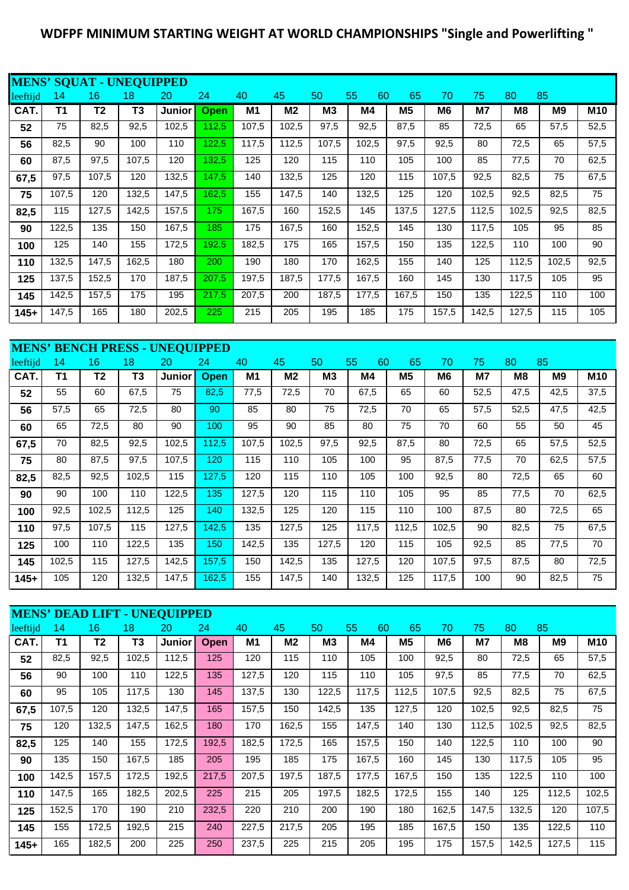# WDFPF MINIMUM STARTING WEIGHT AT WORLD CHAMPIONSHIPS "Single and Powerlifting "

## MENS' SQUAT - UNEQUIPPED

| leeftijd | 14 | 16 | 18 | 20 | 24 | 40 | 45 | 50 | 55 60 | 65 | 70 | 75 | 80 | 85 | |
|---|---|---|---|---|---|---|---|---|---|---|---|---|---|---|---|
| **CAT.** | **T1** | **T2** | **T3** | **Junior** | **Open** | **M1** | **M2** | **M3** | **M4** | **M5** | **M6** | **M7** | **M8** | **M9** | **M10** |
| **52** | 75 | 82,5 | 92,5 | 102,5 | 112,5 | 107,5 | 102,5 | 97,5 | 92,5 | 87,5 | 85 | 72,5 | 65 | 57,5 | 52,5 |
| **56** | 82,5 | 90 | 100 | 110 | 122,5 | 117,5 | 112,5 | 107,5 | 102,5 | 97,5 | 92,5 | 80 | 72,5 | 65 | 57,5 |
| **60** | 87,5 | 97,5 | 107,5 | 120 | 132,5 | 125 | 120 | 115 | 110 | 105 | 100 | 85 | 77,5 | 70 | 62,5 |
| **67,5** | 97,5 | 107,5 | 120 | 132,5 | 147,5 | 140 | 132,5 | 125 | 120 | 115 | 107,5 | 92,5 | 82,5 | 75 | 67,5 |
| **75** | 107,5 | 120 | 132,5 | 147,5 | 162,5 | 155 | 147,5 | 140 | 132,5 | 125 | 120 | 102,5 | 92,5 | 82,5 | 75 |
| **82,5** | 115 | 127,5 | 142,5 | 157,5 | 175 | 167,5 | 160 | 152,5 | 145 | 137,5 | 127,5 | 112,5 | 102,5 | 92,5 | 82,5 |
| **90** | 122,5 | 135 | 150 | 167,5 | 185 | 175 | 167,5 | 160 | 152,5 | 145 | 130 | 117,5 | 105 | 95 | 85 |
| **100** | 125 | 140 | 155 | 172,5 | 192,5 | 182,5 | 175 | 165 | 157,5 | 150 | 135 | 122,5 | 110 | 100 | 90 |
| **110** | 132,5 | 147,5 | 162,5 | 180 | 200 | 190 | 180 | 170 | 162,5 | 155 | 140 | 125 | 112,5 | 102,5 | 92,5 |
| **125** | 137,5 | 152,5 | 170 | 187,5 | 207,5 | 197,5 | 187,5 | 177,5 | 167,5 | 160 | 145 | 130 | 117,5 | 105 | 95 |
| **145** | 142,5 | 157,5 | 175 | 195 | 217,5 | 207,5 | 200 | 187,5 | 177,5 | 167,5 | 150 | 135 | 122,5 | 110 | 100 |
| **145+** | 147,5 | 165 | 180 | 202,5 | 225 | 215 | 205 | 195 | 185 | 175 | 157,5 | 142,5 | 127,5 | 115 | 105 |

## MENS' BENCH PRESS - UNEQUIPPED

| leeftijd | 14 | 16 | 18 | 20 | 24 | 40 | 45 | 50 | 55 60 | 65 | 70 | 75 | 80 | 85 | |
|---|---|---|---|---|---|---|---|---|---|---|---|---|---|---|---|
| **CAT.** | **T1** | **T2** | **T3** | **Junior** | **Open** | **M1** | **M2** | **M3** | **M4** | **M5** | **M6** | **M7** | **M8** | **M9** | **M10** |
| **52** | 55 | 60 | 67,5 | 75 | 82,5 | 77,5 | 72,5 | 70 | 67,5 | 65 | 60 | 52,5 | 47,5 | 42,5 | 37,5 |
| **56** | 57,5 | 65 | 72,5 | 80 | 90 | 85 | 80 | 75 | 72,5 | 70 | 65 | 57,5 | 52,5 | 47,5 | 42,5 |
| **60** | 65 | 72,5 | 80 | 90 | 100 | 95 | 90 | 85 | 80 | 75 | 70 | 60 | 55 | 50 | 45 |
| **67,5** | 70 | 82,5 | 92,5 | 102,5 | 112,5 | 107,5 | 102,5 | 97,5 | 92,5 | 87,5 | 80 | 72,5 | 65 | 57,5 | 52,5 |
| **75** | 80 | 87,5 | 97,5 | 107,5 | 120 | 115 | 110 | 105 | 100 | 95 | 87,5 | 77,5 | 70 | 62,5 | 57,5 |
| **82,5** | 82,5 | 92,5 | 102,5 | 115 | 127,5 | 120 | 115 | 110 | 105 | 100 | 92,5 | 80 | 72,5 | 65 | 60 |
| **90** | 90 | 100 | 110 | 122,5 | 135 | 127,5 | 120 | 115 | 110 | 105 | 95 | 85 | 77,5 | 70 | 62,5 |
| **100** | 92,5 | 102,5 | 112,5 | 125 | 140 | 132,5 | 125 | 120 | 115 | 110 | 100 | 87,5 | 80 | 72,5 | 65 |
| **110** | 97,5 | 107,5 | 115 | 127,5 | 142,5 | 135 | 127,5 | 125 | 117,5 | 112,5 | 102,5 | 90 | 82,5 | 75 | 67,5 |
| **125** | 100 | 110 | 122,5 | 135 | 150 | 142,5 | 135 | 127,5 | 120 | 115 | 105 | 92,5 | 85 | 77,5 | 70 |
| **145** | 102,5 | 115 | 127,5 | 142,5 | 157,5 | 150 | 142,5 | 135 | 127,5 | 120 | 107,5 | 97,5 | 87,5 | 80 | 72,5 |
| **145+** | 105 | 120 | 132,5 | 147,5 | 162,5 | 155 | 147,5 | 140 | 132,5 | 125 | 117,5 | 100 | 90 | 82,5 | 75 |

## MENS' DEAD LIFT - UNEQUIPPED

| leeftijd | 14 | 16 | 18 | 20 | 24 | 40 | 45 | 50 | 55 60 | 65 | 70 | 75 | 80 | 85 | |
|---|---|---|---|---|---|---|---|---|---|---|---|---|---|---|---|
| **CAT.** | **T1** | **T2** | **T3** | **Junior** | **Open** | **M1** | **M2** | **M3** | **M4** | **M5** | **M6** | **M7** | **M8** | **M9** | **M10** |
| **52** | 82,5 | 92,5 | 102,5 | 112,5 | 125 | 120 | 115 | 110 | 105 | 100 | 92,5 | 80 | 72,5 | 65 | 57,5 |
| **56** | 90 | 100 | 110 | 122,5 | 135 | 127,5 | 120 | 115 | 110 | 105 | 97,5 | 85 | 77,5 | 70 | 62,5 |
| **60** | 95 | 105 | 117,5 | 130 | 145 | 137,5 | 130 | 122,5 | 117,5 | 112,5 | 107,5 | 92,5 | 82,5 | 75 | 67,5 |
| **67,5** | 107,5 | 120 | 132,5 | 147,5 | 165 | 157,5 | 150 | 142,5 | 135 | 127,5 | 120 | 102,5 | 92,5 | 82,5 | 75 |
| **75** | 120 | 132,5 | 147,5 | 162,5 | 180 | 170 | 162,5 | 155 | 147,5 | 140 | 130 | 112,5 | 102,5 | 92,5 | 82,5 |
| **82,5** | 125 | 140 | 155 | 172,5 | 192,5 | 182,5 | 172,5 | 165 | 157,5 | 150 | 140 | 122,5 | 110 | 100 | 90 |
| **90** | 135 | 150 | 167,5 | 185 | 205 | 195 | 185 | 175 | 167,5 | 160 | 145 | 130 | 117,5 | 105 | 95 |
| **100** | 142,5 | 157,5 | 172,5 | 192,5 | 217,5 | 207,5 | 197,5 | 187,5 | 177,5 | 167,5 | 150 | 135 | 122,5 | 110 | 100 |
| **110** | 147,5 | 165 | 182,5 | 202,5 | 225 | 215 | 205 | 197,5 | 182,5 | 172,5 | 155 | 140 | 125 | 112,5 | 102,5 |
| **125** | 152,5 | 170 | 190 | 210 | 232,5 | 220 | 210 | 200 | 190 | 180 | 162,5 | 147,5 | 132,5 | 120 | 107,5 |
| **145** | 155 | 172,5 | 192,5 | 215 | 240 | 227,5 | 217,5 | 205 | 195 | 185 | 167,5 | 150 | 135 | 122,5 | 110 |
| **145+** | 165 | 182,5 | 200 | 225 | 250 | 237,5 | 225 | 215 | 205 | 195 | 175 | 157,5 | 142,5 | 127,5 | 115 |